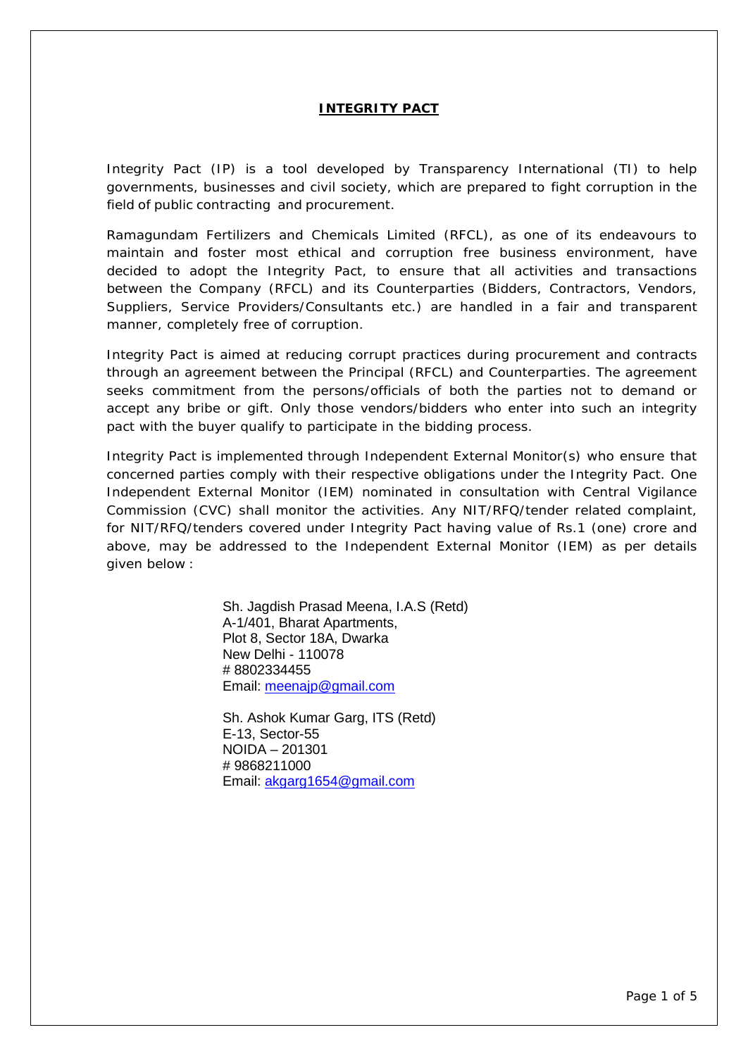# INTEGRITY PACT

Integrity Pact (IP) is a tool developed by Transparency International (TI) to help governments, businesses and civil society, which are prepared to fight corruption in the field of public contracting and procurement.

Ramagundam Fertilizers and Chemicals Limited (RFCL), as one of its endeavours to maintain and foster most ethical and corruption free business environment, have decided to adopt the Integrity Pact, to ensure that all activities and transactions between the Company (RFCL) and its Counterparties (Bidders, Contractors, Vendors, Suppliers, Service Providers/Consultants etc.) are handled in a fair and transparent manner, completely free of corruption.

Integrity Pact is aimed at reducing corrupt practices during procurement and contracts through an agreement between the Principal (RFCL) and Counterparties. The agreement seeks commitment from the persons/officials of both the parties not to demand or accept any bribe or gift. Only those vendors/bidders who enter into such an integrity pact with the buyer qualify to participate in the bidding process.

Integrity Pact is implemented through Independent External Monitor(s) who ensure that concerned parties comply with their respective obligations under the Integrity Pact. One Independent External Monitor (IEM) nominated in consultation with Central Vigilance Commission (CVC) shall monitor the activities. Any NIT/RFQ/tender related complaint, for NIT/RFQ/tenders covered under Integrity Pact having value of Rs.1 (one) crore and above, may be addressed to the Independent External Monitor (IEM) as per details given below :

Sh. Jagdish Prasad Meena, I.A.S (Retd)
A-1/401, Bharat Apartments,
Plot 8, Sector 18A, Dwarka
New Delhi - 110078
# 8802334455
Email: meenajp@gmail.com

Sh. Ashok Kumar Garg, ITS (Retd)
E-13, Sector-55
NOIDA – 201301
# 9868211000
Email: akgarg1654@gmail.com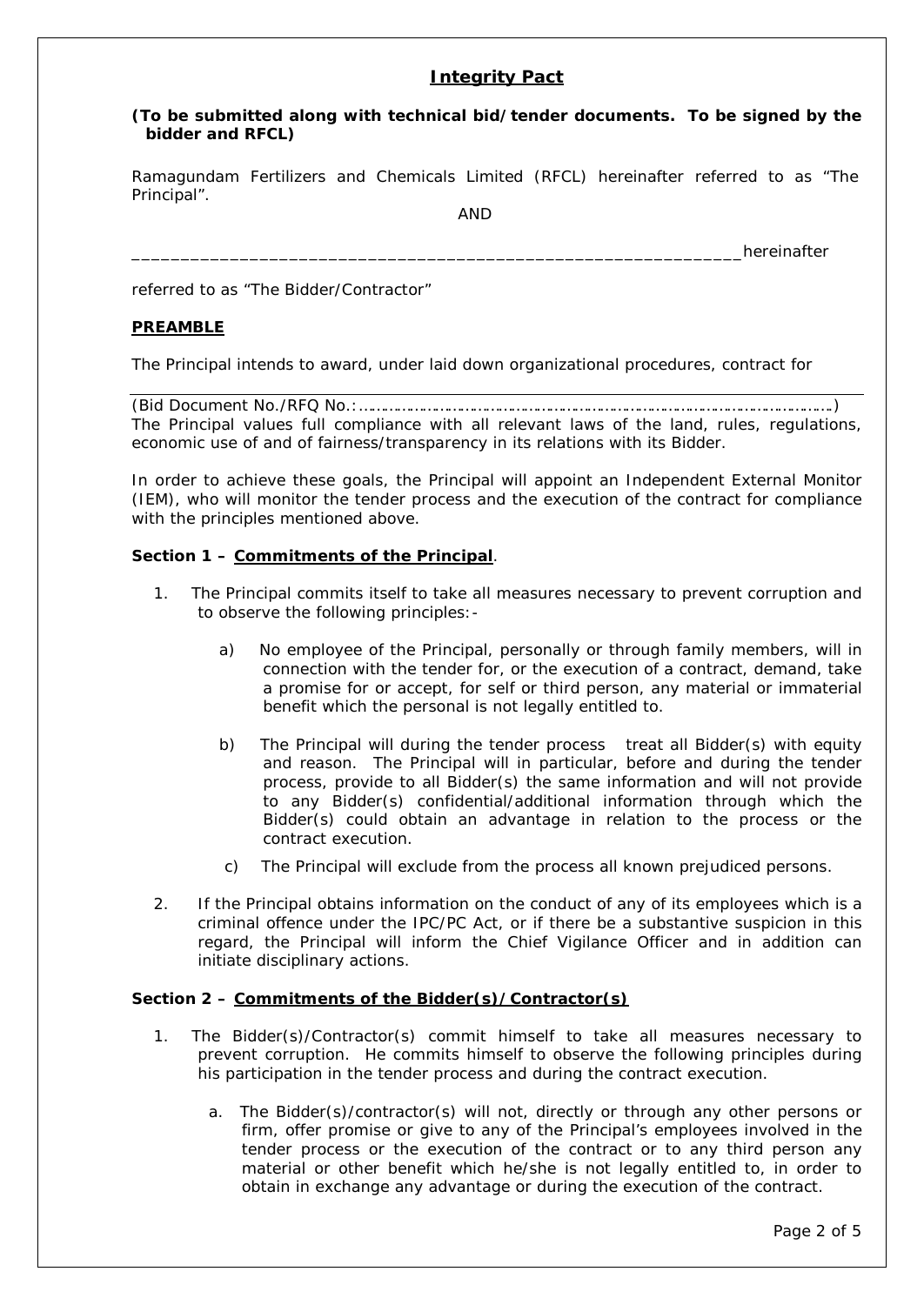## **Integrity Pact**

**(To be submitted along with technical bid/tender documents. To be signed by the bidder and RFCL)**

Ramagundam Fertilizers and Chemicals Limited (RFCL) hereinafter referred to as "The Principal".

AND

_____________________________________________________________hereinafter

referred to as "The Bidder/Contractor"

### **PREAMBLE**

The Principal intends to award, under laid down organizational procedures, contract for

___________________________________________________________________________

(Bid Document No./RFQ No.:……………………………………………………………………………………)

The Principal values full compliance with all relevant laws of the land, rules, regulations, economic use of and of fairness/transparency in its relations with its Bidder.

In order to achieve these goals, the Principal will appoint an Independent External Monitor (IEM), who will monitor the tender process and the execution of the contract for compliance with the principles mentioned above.

### **Section 1 – Commitments of the Principal**.

1. The Principal commits itself to take all measures necessary to prevent corruption and to observe the following principles:-

   a) No employee of the Principal, personally or through family members, will in connection with the tender for, or the execution of a contract, demand, take a promise for or accept, for self or third person, any material or immaterial benefit which the personal is not legally entitled to.

   b) The Principal will during the tender process treat all Bidder(s) with equity and reason. The Principal will in particular, before and during the tender process, provide to all Bidder(s) the same information and will not provide to any Bidder(s) confidential/additional information through which the Bidder(s) could obtain an advantage in relation to the process or the contract execution.

   c) The Principal will exclude from the process all known prejudiced persons.

2. If the Principal obtains information on the conduct of any of its employees which is a criminal offence under the IPC/PC Act, or if there be a substantive suspicion in this regard, the Principal will inform the Chief Vigilance Officer and in addition can initiate disciplinary actions.

### **Section 2 – Commitments of the Bidder(s)/Contractor(s)**

1. The Bidder(s)/Contractor(s) commit himself to take all measures necessary to prevent corruption. He commits himself to observe the following principles during his participation in the tender process and during the contract execution.

   a. The Bidder(s)/contractor(s) will not, directly or through any other persons or firm, offer promise or give to any of the Principal's employees involved in the tender process or the execution of the contract or to any third person any material or other benefit which he/she is not legally entitled to, in order to obtain in exchange any advantage or during the execution of the contract.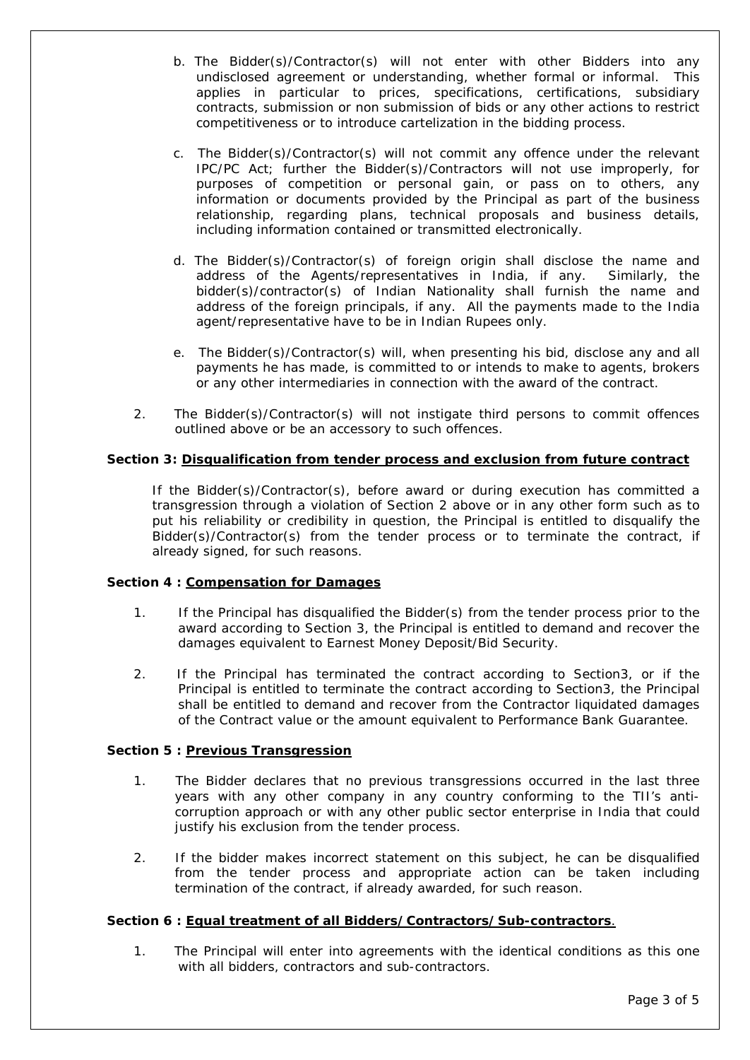b. The Bidder(s)/Contractor(s) will not enter with other Bidders into any undisclosed agreement or understanding, whether formal or informal. This applies in particular to prices, specifications, certifications, subsidiary contracts, submission or non submission of bids or any other actions to restrict competitiveness or to introduce cartelization in the bidding process.

c. The Bidder(s)/Contractor(s) will not commit any offence under the relevant IPC/PC Act; further the Bidder(s)/Contractors will not use improperly, for purposes of competition or personal gain, or pass on to others, any information or documents provided by the Principal as part of the business relationship, regarding plans, technical proposals and business details, including information contained or transmitted electronically.

d. The Bidder(s)/Contractor(s) of foreign origin shall disclose the name and address of the Agents/representatives in India, if any. Similarly, the bidder(s)/contractor(s) of Indian Nationality shall furnish the name and address of the foreign principals, if any. All the payments made to the India agent/representative have to be in Indian Rupees only.

e. The Bidder(s)/Contractor(s) will, when presenting his bid, disclose any and all payments he has made, is committed to or intends to make to agents, brokers or any other intermediaries in connection with the award of the contract.

2. The Bidder(s)/Contractor(s) will not instigate third persons to commit offences outlined above or be an accessory to such offences.

**Section 3: Disqualification from tender process and exclusion from future contract**

If the Bidder(s)/Contractor(s), before award or during execution has committed a transgression through a violation of Section 2 above or in any other form such as to put his reliability or credibility in question, the Principal is entitled to disqualify the Bidder(s)/Contractor(s) from the tender process or to terminate the contract, if already signed, for such reasons.

**Section 4 : Compensation for Damages**

1. If the Principal has disqualified the Bidder(s) from the tender process prior to the award according to Section 3, the Principal is entitled to demand and recover the damages equivalent to Earnest Money Deposit/Bid Security.

2. If the Principal has terminated the contract according to Section3, or if the Principal is entitled to terminate the contract according to Section3, the Principal shall be entitled to demand and recover from the Contractor liquidated damages of the Contract value or the amount equivalent to Performance Bank Guarantee.

**Section 5 : Previous Transgression**

1. The Bidder declares that no previous transgressions occurred in the last three years with any other company in any country conforming to the TII's anti-corruption approach or with any other public sector enterprise in India that could justify his exclusion from the tender process.

2. If the bidder makes incorrect statement on this subject, he can be disqualified from the tender process and appropriate action can be taken including termination of the contract, if already awarded, for such reason.

**Section 6 : Equal treatment of all Bidders/Contractors/Sub-contractors.**

1. The Principal will enter into agreements with the identical conditions as this one with all bidders, contractors and sub-contractors.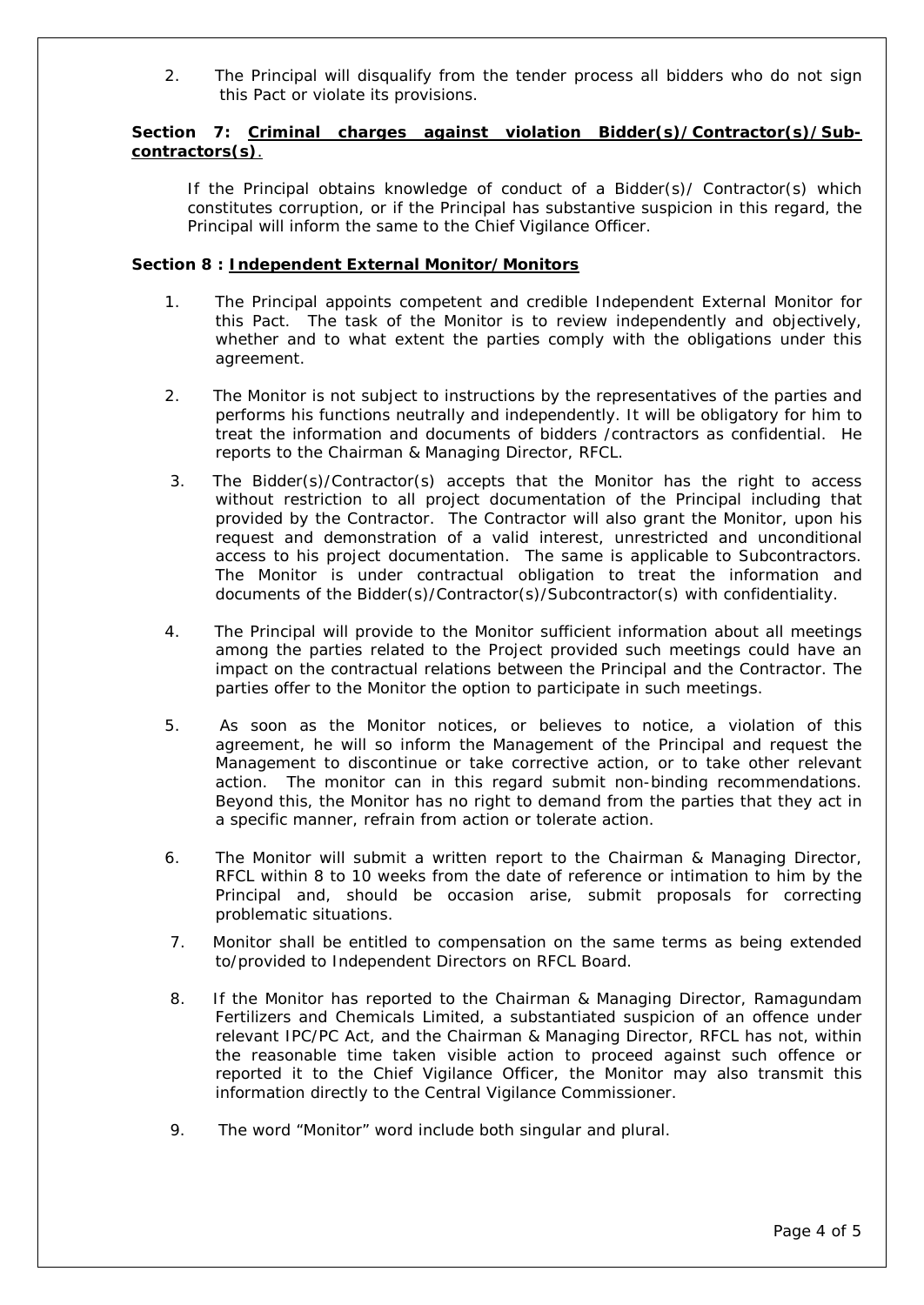2. The Principal will disqualify from the tender process all bidders who do not sign this Pact or violate its provisions.

**Section 7: <u>Criminal charges against violation Bidder(s)/Contractor(s)/Sub-contractors(s)</u>.**

If the Principal obtains knowledge of conduct of a Bidder(s)/ Contractor(s) which constitutes corruption, or if the Principal has substantive suspicion in this regard, the Principal will inform the same to the Chief Vigilance Officer.

**Section 8 : <u>Independent External Monitor/Monitors</u>**

1. The Principal appoints competent and credible Independent External Monitor for this Pact. The task of the Monitor is to review independently and objectively, whether and to what extent the parties comply with the obligations under this agreement.

2. The Monitor is not subject to instructions by the representatives of the parties and performs his functions neutrally and independently. It will be obligatory for him to treat the information and documents of bidders /contractors as confidential. He reports to the Chairman & Managing Director, RFCL.

3. The Bidder(s)/Contractor(s) accepts that the Monitor has the right to access without restriction to all project documentation of the Principal including that provided by the Contractor. The Contractor will also grant the Monitor, upon his request and demonstration of a valid interest, unrestricted and unconditional access to his project documentation. The same is applicable to Subcontractors. The Monitor is under contractual obligation to treat the information and documents of the Bidder(s)/Contractor(s)/Subcontractor(s) with confidentiality.

4. The Principal will provide to the Monitor sufficient information about all meetings among the parties related to the Project provided such meetings could have an impact on the contractual relations between the Principal and the Contractor. The parties offer to the Monitor the option to participate in such meetings.

5. As soon as the Monitor notices, or believes to notice, a violation of this agreement, he will so inform the Management of the Principal and request the Management to discontinue or take corrective action, or to take other relevant action. The monitor can in this regard submit non-binding recommendations. Beyond this, the Monitor has no right to demand from the parties that they act in a specific manner, refrain from action or tolerate action.

6. The Monitor will submit a written report to the Chairman & Managing Director, RFCL within 8 to 10 weeks from the date of reference or intimation to him by the Principal and, should be occasion arise, submit proposals for correcting problematic situations.

7. Monitor shall be entitled to compensation on the same terms as being extended to/provided to Independent Directors on RFCL Board.

8. If the Monitor has reported to the Chairman & Managing Director, Ramagundam Fertilizers and Chemicals Limited, a substantiated suspicion of an offence under relevant IPC/PC Act, and the Chairman & Managing Director, RFCL has not, within the reasonable time taken visible action to proceed against such offence or reported it to the Chief Vigilance Officer, the Monitor may also transmit this information directly to the Central Vigilance Commissioner.

9. The word "Monitor" word include both singular and plural.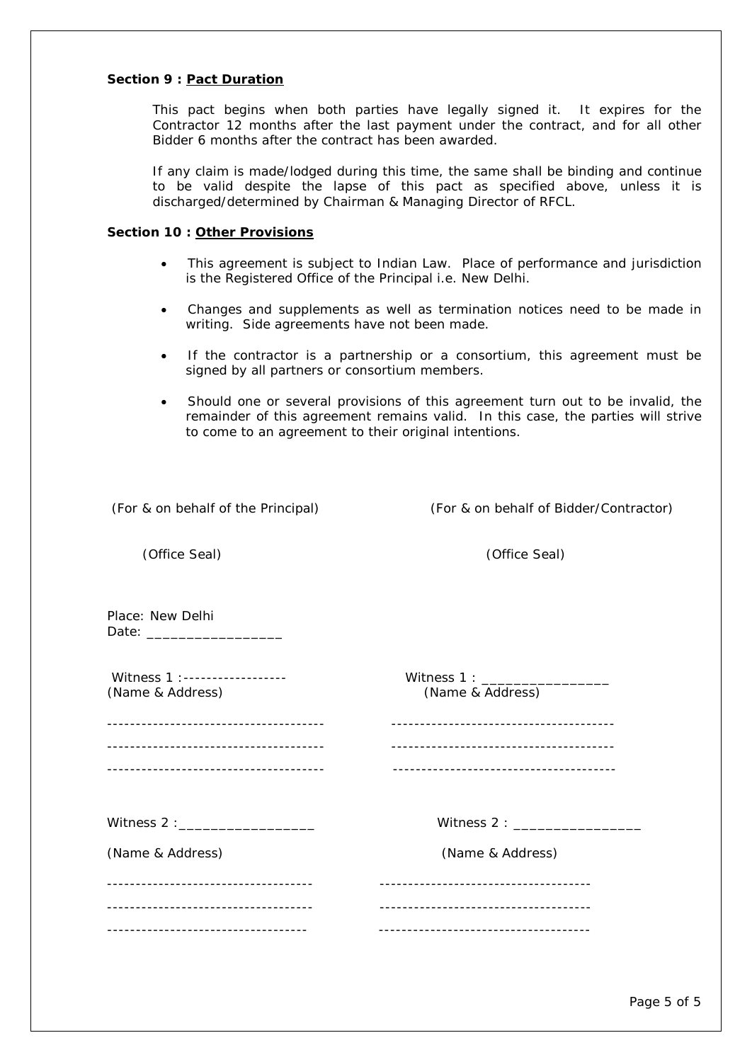**Section 9 : Pact Duration**

This pact begins when both parties have legally signed it. It expires for the Contractor 12 months after the last payment under the contract, and for all other Bidder 6 months after the contract has been awarded.

If any claim is made/lodged during this time, the same shall be binding and continue to be valid despite the lapse of this pact as specified above, unless it is discharged/determined by Chairman & Managing Director of RFCL.

**Section 10 : Other Provisions**

- This agreement is subject to Indian Law. Place of performance and jurisdiction is the Registered Office of the Principal i.e. New Delhi.
- Changes and supplements as well as termination notices need to be made in writing. Side agreements have not been made.
- If the contractor is a partnership or a consortium, this agreement must be signed by all partners or consortium members.
- Should one or several provisions of this agreement turn out to be invalid, the remainder of this agreement remains valid. In this case, the parties will strive to come to an agreement to their original intentions.

| | |
|---|---|
| (For & on behalf of the Principal) | (For & on behalf of Bidder/Contractor) |
| (Office Seal) | (Office Seal) |

Place: New Delhi
Date: _________________

| | |
|---|---|
| Witness 1 :------------------ | Witness 1 : ________________ |
| (Name & Address) | (Name & Address) |
| ------------------------------------- | -------------------------------------- |
| ------------------------------------- | -------------------------------------- |
| ------------------------------------- | -------------------------------------- |
| Witness 2 :_________________ | Witness 2 : ________________ |
| (Name & Address) | (Name & Address) |
| ----------------------------------- | ------------------------------------ |
| ----------------------------------- | ------------------------------------ |
| ---------------------------------- | ------------------------------------ |